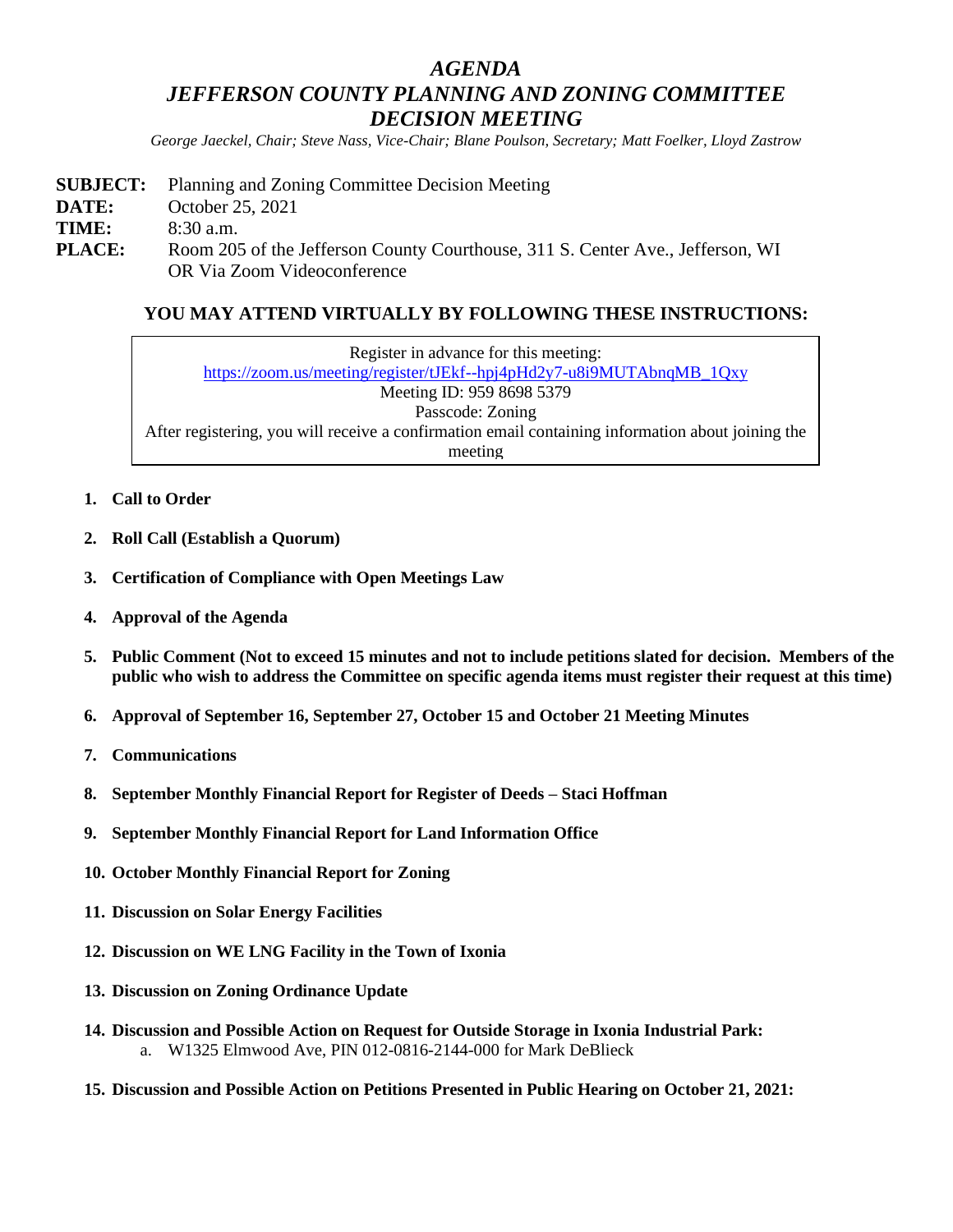# *AGENDA*
# *JEFFERSON COUNTY PLANNING AND ZONING COMMITTEE*
# *DECISION MEETING*

*George Jaeckel, Chair; Steve Nass, Vice-Chair; Blane Poulson, Secretary; Matt Foelker, Lloyd Zastrow*

**SUBJECT:** Planning and Zoning Committee Decision Meeting
**DATE:** October 25, 2021
**TIME:** 8:30 a.m.
**PLACE:** Room 205 of the Jefferson County Courthouse, 311 S. Center Ave., Jefferson, WI OR Via Zoom Videoconference

### YOU MAY ATTEND VIRTUALLY BY FOLLOWING THESE INSTRUCTIONS:

Register in advance for this meeting:
https://zoom.us/meeting/register/tJEkf--hpj4pHd2y7-u8i9MUTAbnqMB_1Qxy
Meeting ID: 959 8698 5379
Passcode: Zoning
After registering, you will receive a confirmation email containing information about joining the meeting

1. **Call to Order**
2. **Roll Call (Establish a Quorum)**
3. **Certification of Compliance with Open Meetings Law**
4. **Approval of the Agenda**
5. **Public Comment (Not to exceed 15 minutes and not to include petitions slated for decision. Members of the public who wish to address the Committee on specific agenda items must register their request at this time)**
6. **Approval of September 16, September 27, October 15 and October 21 Meeting Minutes**
7. **Communications**
8. **September Monthly Financial Report for Register of Deeds – Staci Hoffman**
9. **September Monthly Financial Report for Land Information Office**
10. **October Monthly Financial Report for Zoning**
11. **Discussion on Solar Energy Facilities**
12. **Discussion on WE LNG Facility in the Town of Ixonia**
13. **Discussion on Zoning Ordinance Update**
14. **Discussion and Possible Action on Request for Outside Storage in Ixonia Industrial Park:**
    a. W1325 Elmwood Ave, PIN 012-0816-2144-000 for Mark DeBlieck
15. **Discussion and Possible Action on Petitions Presented in Public Hearing on October 21, 2021:**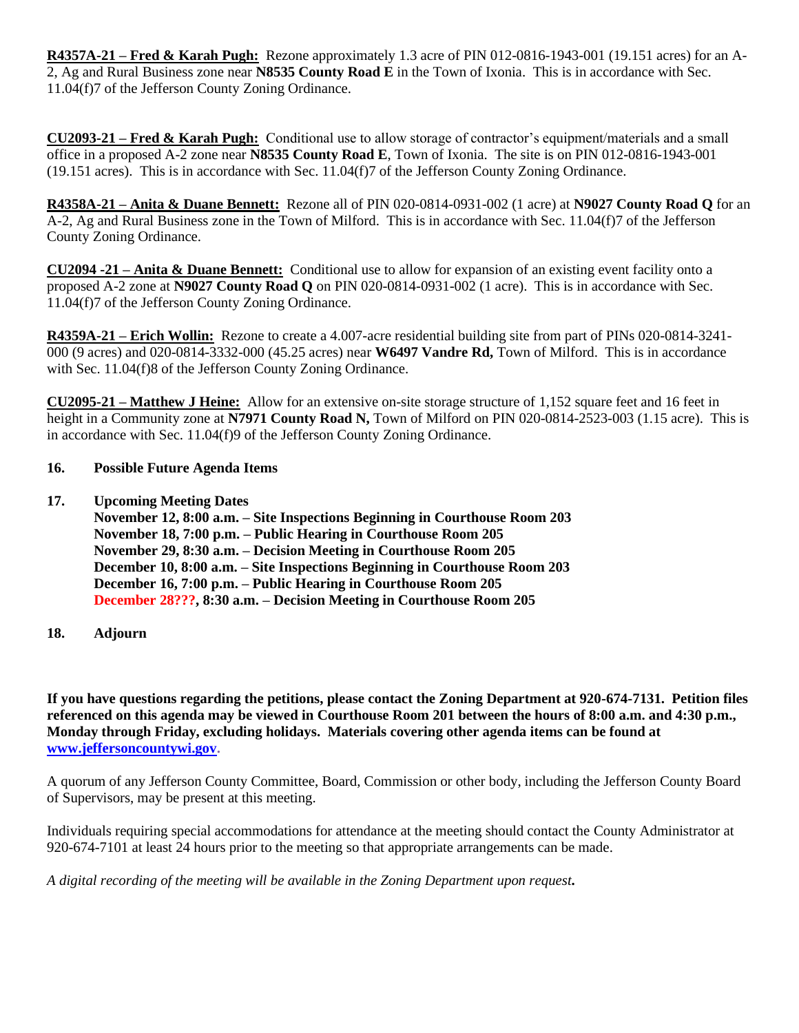**R4357A-21 – Fred & Karah Pugh:** Rezone approximately 1.3 acre of PIN 012-0816-1943-001 (19.151 acres) for an A-2, Ag and Rural Business zone near **N8535 County Road E** in the Town of Ixonia. This is in accordance with Sec. 11.04(f)7 of the Jefferson County Zoning Ordinance.

**CU2093-21 – Fred & Karah Pugh:** Conditional use to allow storage of contractor's equipment/materials and a small office in a proposed A-2 zone near **N8535 County Road E**, Town of Ixonia. The site is on PIN 012-0816-1943-001 (19.151 acres). This is in accordance with Sec. 11.04(f)7 of the Jefferson County Zoning Ordinance.

**R4358A-21 – Anita & Duane Bennett:** Rezone all of PIN 020-0814-0931-002 (1 acre) at **N9027 County Road Q** for an A-2, Ag and Rural Business zone in the Town of Milford. This is in accordance with Sec. 11.04(f)7 of the Jefferson County Zoning Ordinance.

**CU2094 -21 – Anita & Duane Bennett:** Conditional use to allow for expansion of an existing event facility onto a proposed A-2 zone at **N9027 County Road Q** on PIN 020-0814-0931-002 (1 acre). This is in accordance with Sec. 11.04(f)7 of the Jefferson County Zoning Ordinance.

**R4359A-21 – Erich Wollin:** Rezone to create a 4.007-acre residential building site from part of PINs 020-0814-3241-000 (9 acres) and 020-0814-3332-000 (45.25 acres) near **W6497 Vandre Rd,** Town of Milford. This is in accordance with Sec. 11.04(f)8 of the Jefferson County Zoning Ordinance.

**CU2095-21 – Matthew J Heine:** Allow for an extensive on-site storage structure of 1,152 square feet and 16 feet in height in a Community zone at **N7971 County Road N,** Town of Milford on PIN 020-0814-2523-003 (1.15 acre). This is in accordance with Sec. 11.04(f)9 of the Jefferson County Zoning Ordinance.

**16. Possible Future Agenda Items**

**17. Upcoming Meeting Dates**

**November 12, 8:00 a.m. – Site Inspections Beginning in Courthouse Room 203**
**November 18, 7:00 p.m. – Public Hearing in Courthouse Room 205**
**November 29, 8:30 a.m. – Decision Meeting in Courthouse Room 205**
**December 10, 8:00 a.m. – Site Inspections Beginning in Courthouse Room 203**
**December 16, 7:00 p.m. – Public Hearing in Courthouse Room 205**
**December 28???, 8:30 a.m. – Decision Meeting in Courthouse Room 205**

**18. Adjourn**

**If you have questions regarding the petitions, please contact the Zoning Department at 920-674-7131. Petition files referenced on this agenda may be viewed in Courthouse Room 201 between the hours of 8:00 a.m. and 4:30 p.m., Monday through Friday, excluding holidays. Materials covering other agenda items can be found at [www.jeffersoncountywi.gov](http://www.jeffersoncountywi.gov).**

A quorum of any Jefferson County Committee, Board, Commission or other body, including the Jefferson County Board of Supervisors, may be present at this meeting.

Individuals requiring special accommodations for attendance at the meeting should contact the County Administrator at 920-674-7101 at least 24 hours prior to the meeting so that appropriate arrangements can be made.

*A digital recording of the meeting will be available in the Zoning Department upon request.*